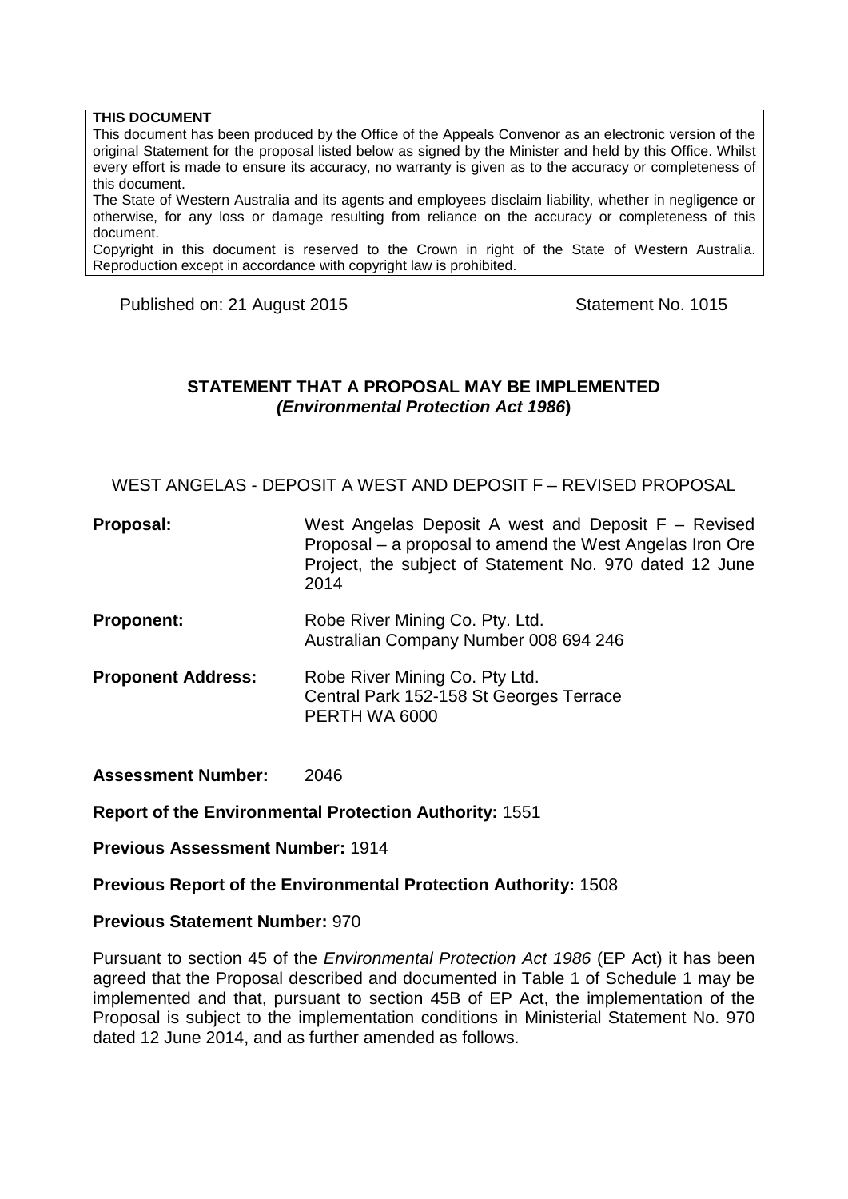**THIS DOCUMENT**

This document has been produced by the Office of the Appeals Convenor as an electronic version of the original Statement for the proposal listed below as signed by the Minister and held by this Office. Whilst every effort is made to ensure its accuracy, no warranty is given as to the accuracy or completeness of this document.

The State of Western Australia and its agents and employees disclaim liability, whether in negligence or otherwise, for any loss or damage resulting from reliance on the accuracy or completeness of this document.

Copyright in this document is reserved to the Crown in right of the State of Western Australia. Reproduction except in accordance with copyright law is prohibited.

Published on: 21 August 2015 Statement No. 1015

## STATEMENT THAT A PROPOSAL MAY BE IMPLEMENTED
## *(Environmental Protection Act 1986)*

WEST ANGELAS - DEPOSIT A WEST AND DEPOSIT F – REVISED PROPOSAL

**Proposal:** West Angelas Deposit A west and Deposit F – Revised Proposal – a proposal to amend the West Angelas Iron Ore Project, the subject of Statement No. 970 dated 12 June 2014

**Proponent:** Robe River Mining Co. Pty. Ltd.
Australian Company Number 008 694 246

**Proponent Address:** Robe River Mining Co. Pty Ltd.
Central Park 152-158 St Georges Terrace
PERTH WA 6000

**Assessment Number:** 2046

**Report of the Environmental Protection Authority:** 1551

**Previous Assessment Number:** 1914

**Previous Report of the Environmental Protection Authority:** 1508

**Previous Statement Number:** 970

Pursuant to section 45 of the *Environmental Protection Act 1986* (EP Act) it has been agreed that the Proposal described and documented in Table 1 of Schedule 1 may be implemented and that, pursuant to section 45B of EP Act, the implementation of the Proposal is subject to the implementation conditions in Ministerial Statement No. 970 dated 12 June 2014, and as further amended as follows.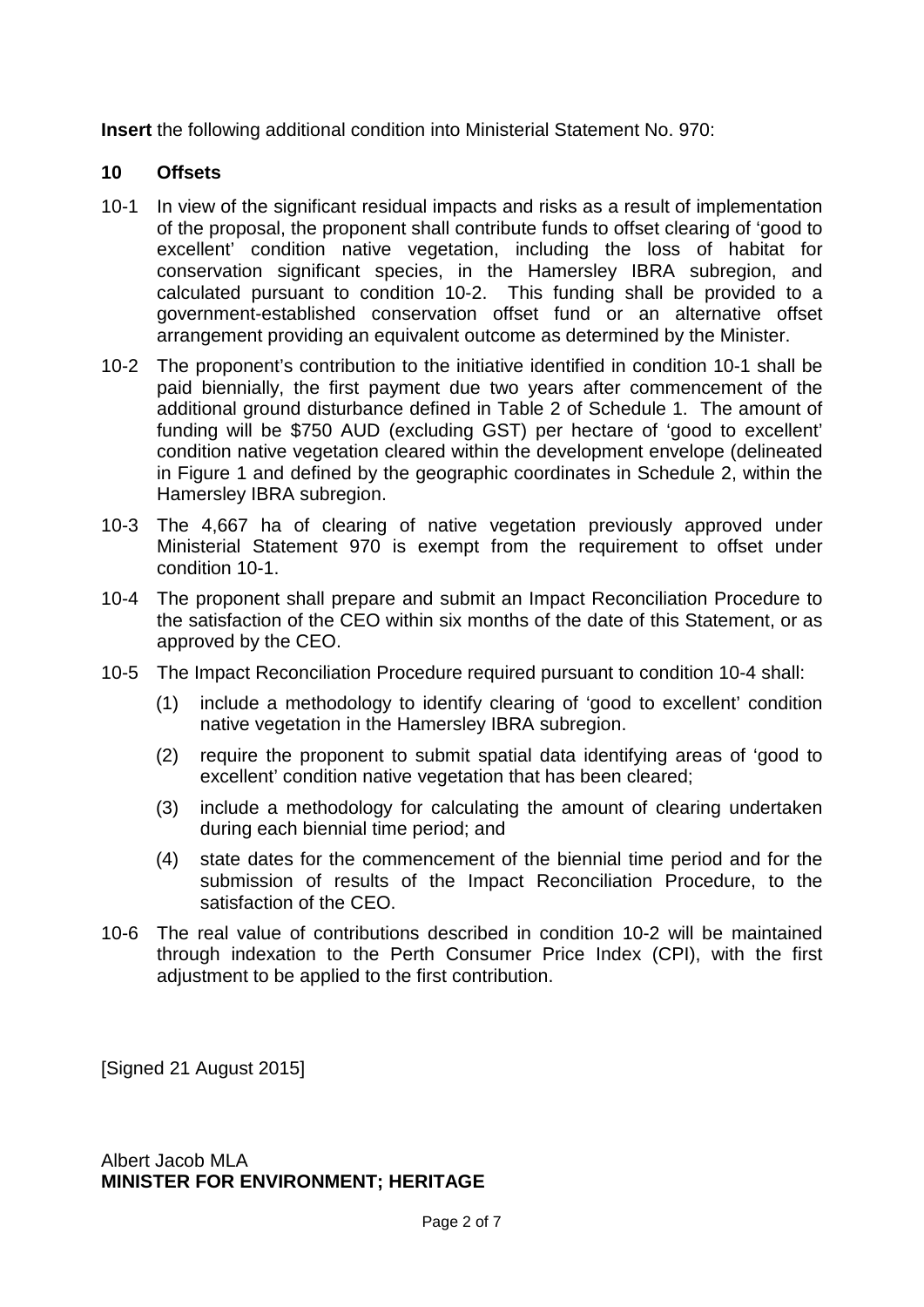**Insert** the following additional condition into Ministerial Statement No. 970:

## 10 Offsets

10-1 In view of the significant residual impacts and risks as a result of implementation of the proposal, the proponent shall contribute funds to offset clearing of 'good to excellent' condition native vegetation, including the loss of habitat for conservation significant species, in the Hamersley IBRA subregion, and calculated pursuant to condition 10-2. This funding shall be provided to a government-established conservation offset fund or an alternative offset arrangement providing an equivalent outcome as determined by the Minister.

10-2 The proponent's contribution to the initiative identified in condition 10-1 shall be paid biennially, the first payment due two years after commencement of the additional ground disturbance defined in Table 2 of Schedule 1. The amount of funding will be $750 AUD (excluding GST) per hectare of 'good to excellent' condition native vegetation cleared within the development envelope (delineated in Figure 1 and defined by the geographic coordinates in Schedule 2, within the Hamersley IBRA subregion.

10-3 The 4,667 ha of clearing of native vegetation previously approved under Ministerial Statement 970 is exempt from the requirement to offset under condition 10-1.

10-4 The proponent shall prepare and submit an Impact Reconciliation Procedure to the satisfaction of the CEO within six months of the date of this Statement, or as approved by the CEO.

10-5 The Impact Reconciliation Procedure required pursuant to condition 10-4 shall:

(1) include a methodology to identify clearing of 'good to excellent' condition native vegetation in the Hamersley IBRA subregion.

(2) require the proponent to submit spatial data identifying areas of 'good to excellent' condition native vegetation that has been cleared;

(3) include a methodology for calculating the amount of clearing undertaken during each biennial time period; and

(4) state dates for the commencement of the biennial time period and for the submission of results of the Impact Reconciliation Procedure, to the satisfaction of the CEO.

10-6 The real value of contributions described in condition 10-2 will be maintained through indexation to the Perth Consumer Price Index (CPI), with the first adjustment to be applied to the first contribution.

[Signed 21 August 2015]

Albert Jacob MLA
**MINISTER FOR ENVIRONMENT; HERITAGE**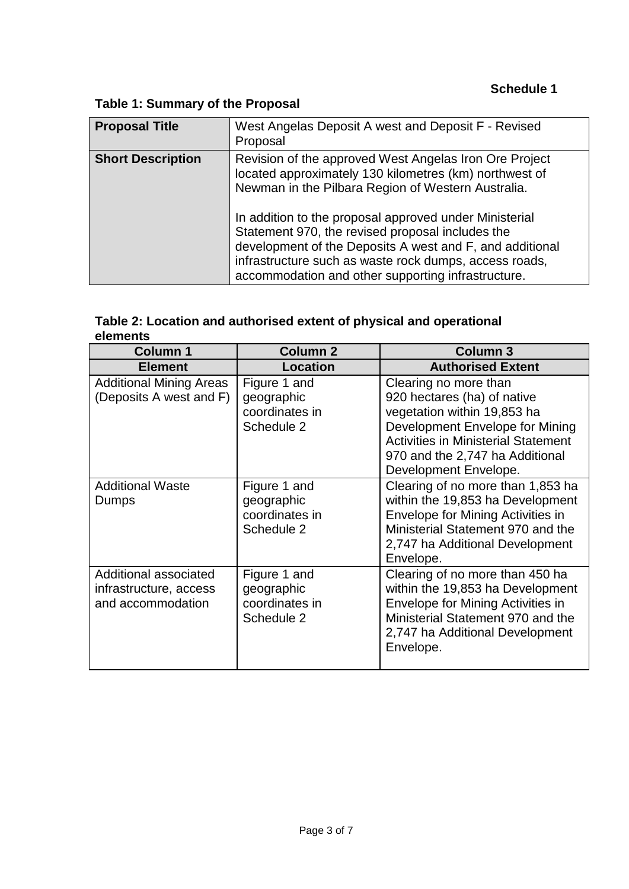**Schedule 1**

**Table 1: Summary of the Proposal**

| **Proposal Title** | West Angelas Deposit A west and Deposit F - Revised Proposal |
|---|---|
| **Short Description** | Revision of the approved West Angelas Iron Ore Project located approximately 130 kilometres (km) northwest of Newman in the Pilbara Region of Western Australia.<br><br>In addition to the proposal approved under Ministerial Statement 970, the revised proposal includes the development of the Deposits A west and F, and additional infrastructure such as waste rock dumps, access roads, accommodation and other supporting infrastructure. |

**Table 2: Location and authorised extent of physical and operational elements**

| **Column 1** | **Column 2** | **Column 3** |
|---|---|---|
| **Element** | **Location** | **Authorised Extent** |
| Additional Mining Areas (Deposits A west and F) | Figure 1 and geographic coordinates in Schedule 2 | Clearing no more than 920 hectares (ha) of native vegetation within 19,853 ha Development Envelope for Mining Activities in Ministerial Statement 970 and the 2,747 ha Additional Development Envelope. |
| Additional Waste Dumps | Figure 1 and geographic coordinates in Schedule 2 | Clearing of no more than 1,853 ha within the 19,853 ha Development Envelope for Mining Activities in Ministerial Statement 970 and the 2,747 ha Additional Development Envelope. |
| Additional associated infrastructure, access and accommodation | Figure 1 and geographic coordinates in Schedule 2 | Clearing of no more than 450 ha within the 19,853 ha Development Envelope for Mining Activities in Ministerial Statement 970 and the 2,747 ha Additional Development Envelope. |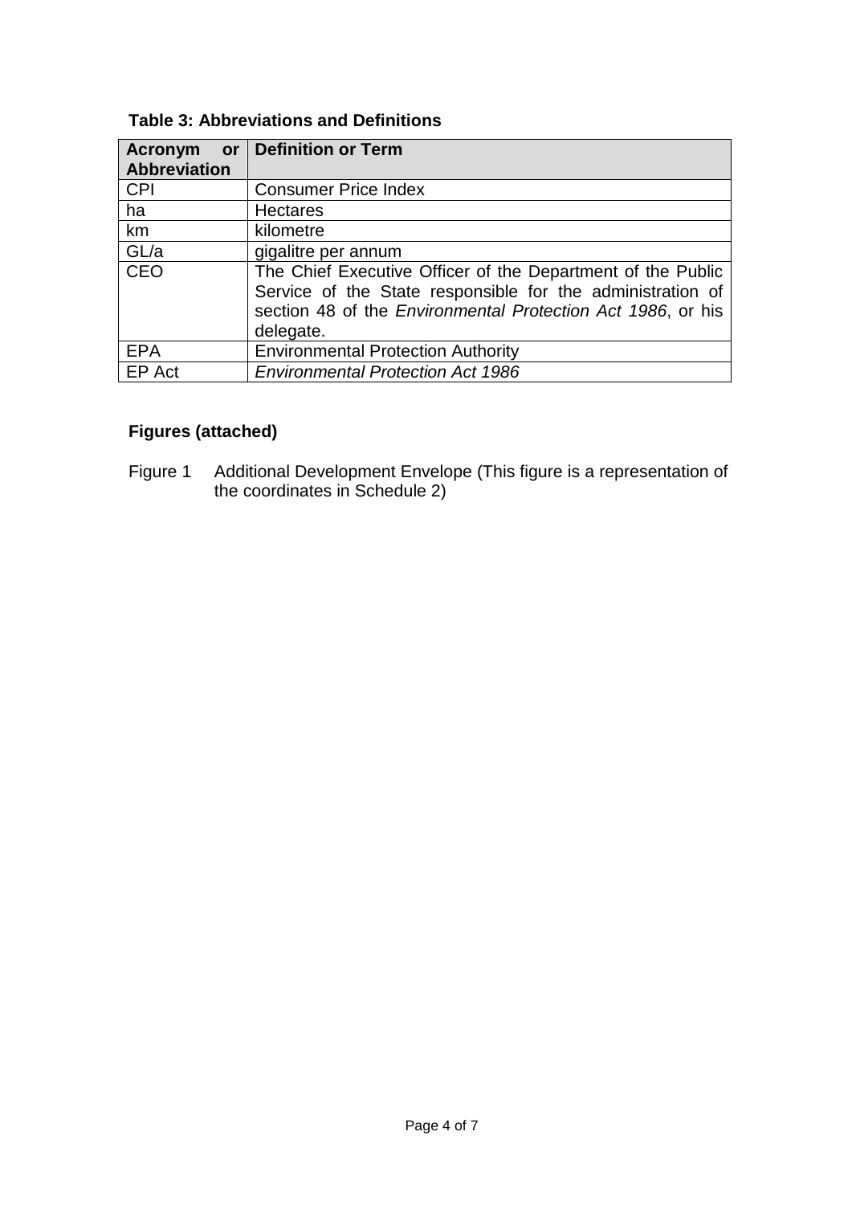**Table 3: Abbreviations and Definitions**

| Acronym or Abbreviation | Definition or Term |
|---|---|
| CPI | Consumer Price Index |
| ha | Hectares |
| km | kilometre |
| GL/a | gigalitre per annum |
| CEO | The Chief Executive Officer of the Department of the Public Service of the State responsible for the administration of section 48 of the *Environmental Protection Act 1986*, or his delegate. |
| EPA | Environmental Protection Authority |
| EP Act | *Environmental Protection Act 1986* |

**Figures (attached)**

Figure 1 Additional Development Envelope (This figure is a representation of the coordinates in Schedule 2)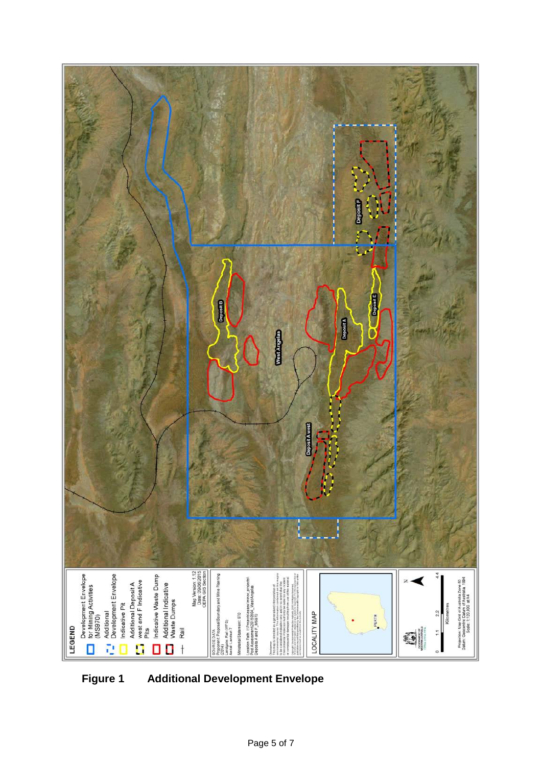**Figure 1 Additional Development Envelope**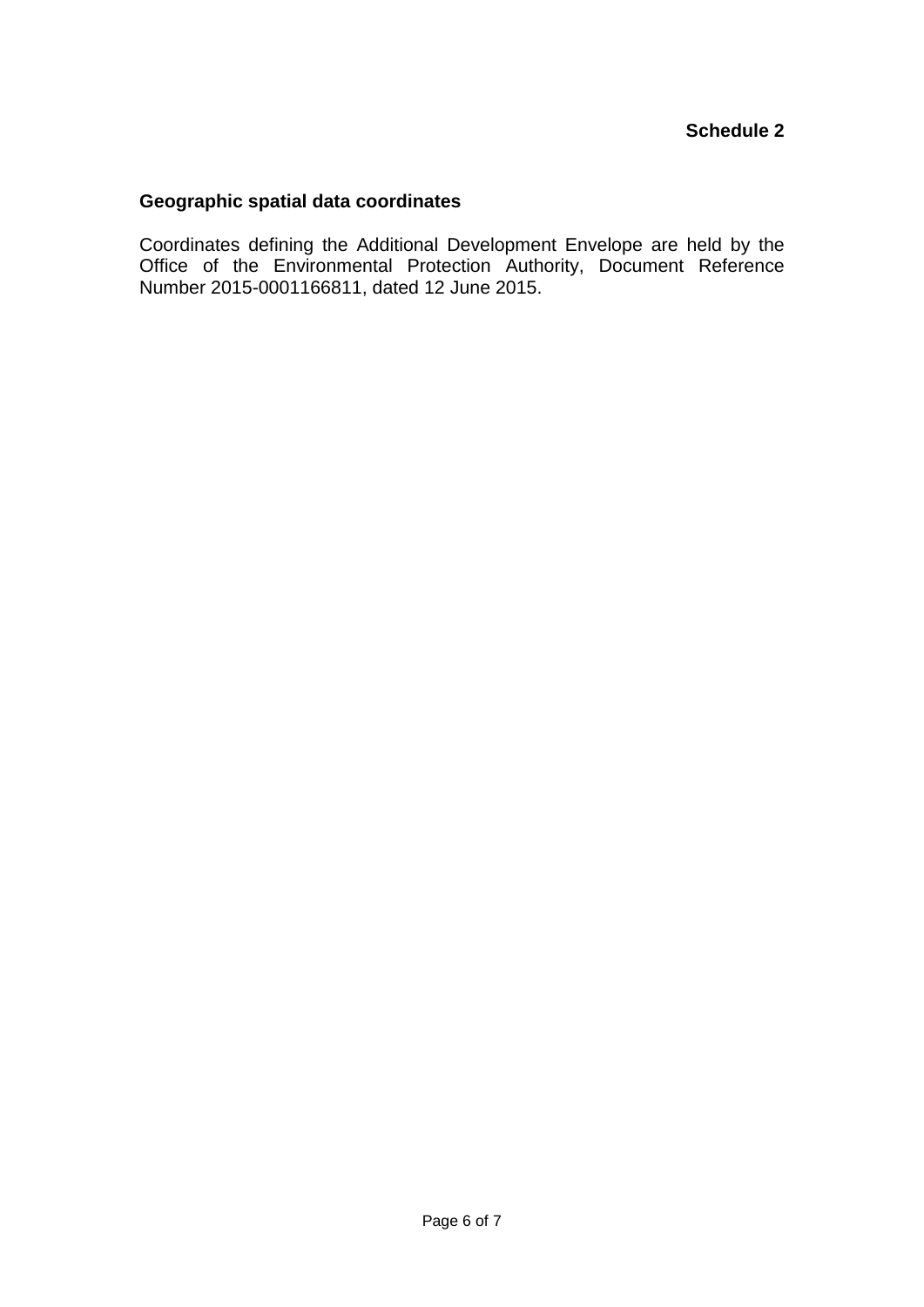**Schedule 2**

## Geographic spatial data coordinates

Coordinates defining the Additional Development Envelope are held by the Office of the Environmental Protection Authority, Document Reference Number 2015-0001166811, dated 12 June 2015.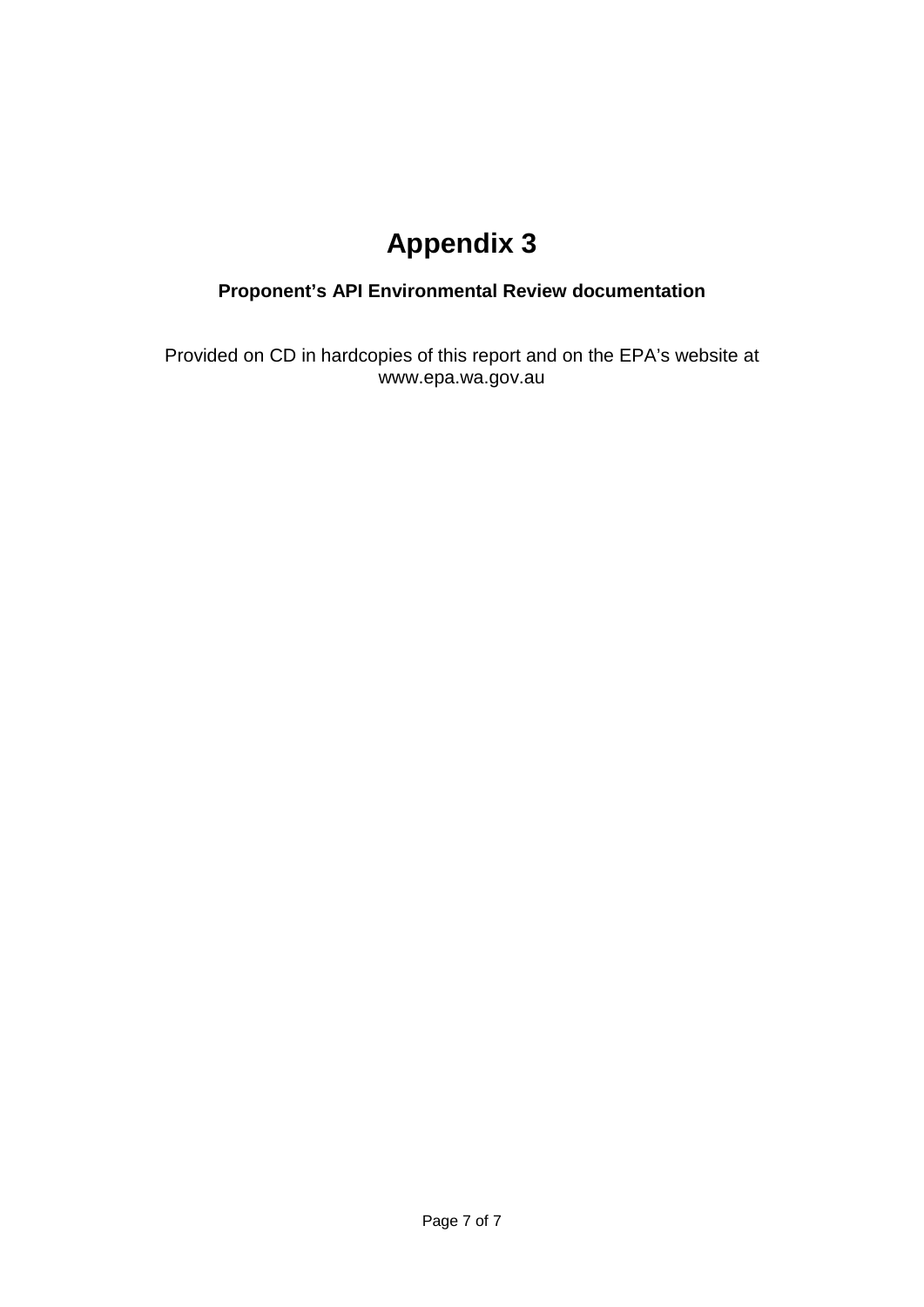# Appendix 3

**Proponent's API Environmental Review documentation**

Provided on CD in hardcopies of this report and on the EPA's website at www.epa.wa.gov.au